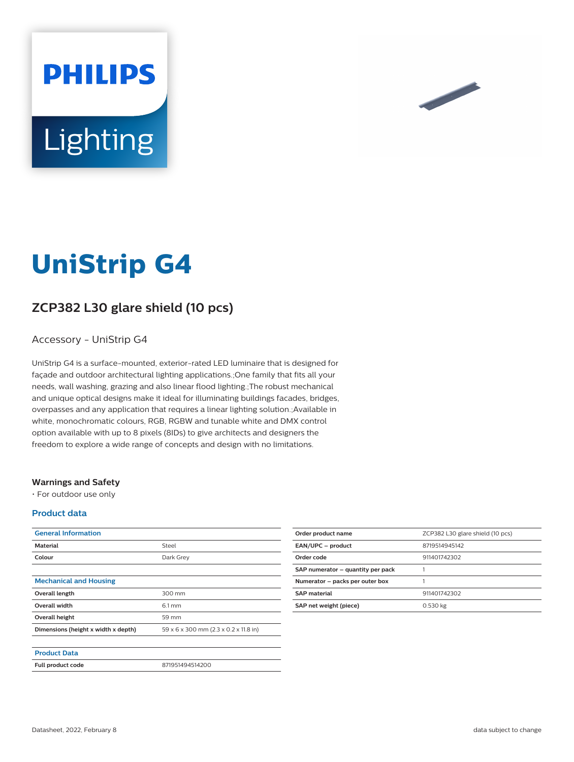# UniStrip G4

## ZCP382 L30 glare shield (10 pcs)

Accessory - UniStrip G4

UniStrip G4 is a surface-mounted, exterior-rated LED luminaire that is designed for façade and outdoor architectural lighting applications.;One family that fits all your needs, wall washing, grazing and also linear flood lighting.;The robust mechanical and unique optical designs make it ideal for illuminating buildings facades, bridges, overpasses and any application that requires a linear lighting solution.;Available in white, monochromatic colours, RGB, RGBW and tunable white and DMX control option available with up to 8 pixels (8IDs) to give architects and designers the freedom to explore a wide range of concepts and design with no limitations.

### Warnings and Safety

- For outdoor use only

### Product data

| General Information | |
|---|---|
| Material | Steel |
| Colour | Dark Grey |

| Mechanical and Housing | |
|---|---|
| Overall length | 300 mm |
| Overall width | 6.1 mm |
| Overall height | 59 mm |
| Dimensions (height x width x depth) | 59 x 6 x 300 mm (2.3 x 0.2 x 11.8 in) |

| Product Data | |
|---|---|
| Full product code | 871951494514200 |
| Order product name | ZCP382 L30 glare shield (10 pcs) |
| EAN/UPC – product | 8719514945142 |
| Order code | 911401742302 |
| SAP numerator – quantity per pack | 1 |
| Numerator – packs per outer box | 1 |
| SAP material | 911401742302 |
| SAP net weight (piece) | 0.530 kg |

Datasheet, 2022, February 8 — data subject to change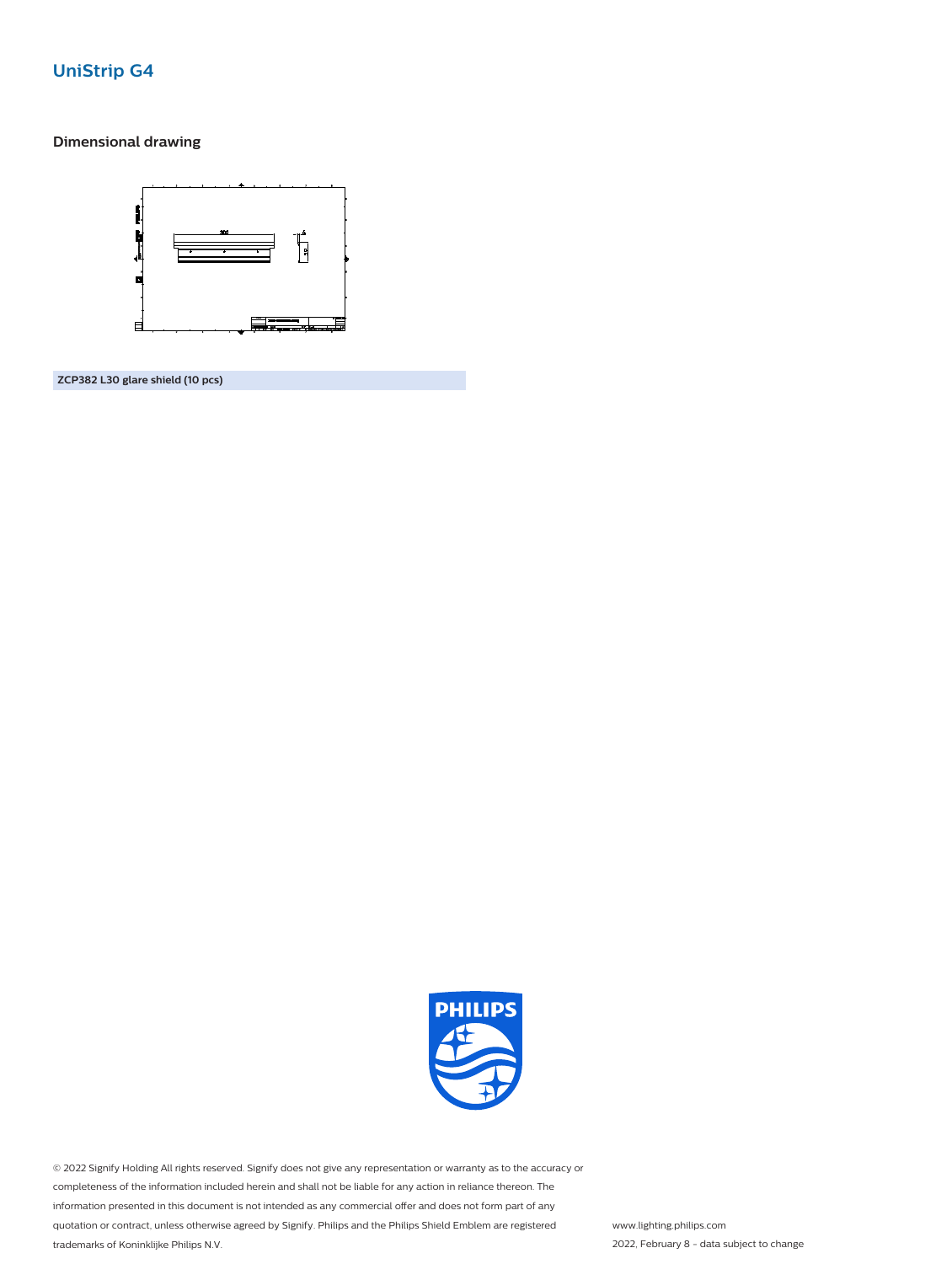# UniStrip G4

## Dimensional drawing

ZCP382 L30 glare shield (10 pcs)

© 2022 Signify Holding All rights reserved. Signify does not give any representation or warranty as to the accuracy or completeness of the information included herein and shall not be liable for any action in reliance thereon. The information presented in this document is not intended as any commercial offer and does not form part of any quotation or contract, unless otherwise agreed by Signify. Philips and the Philips Shield Emblem are registered trademarks of Koninklijke Philips N.V.

www.lighting.philips.com

2022, February 8 - data subject to change